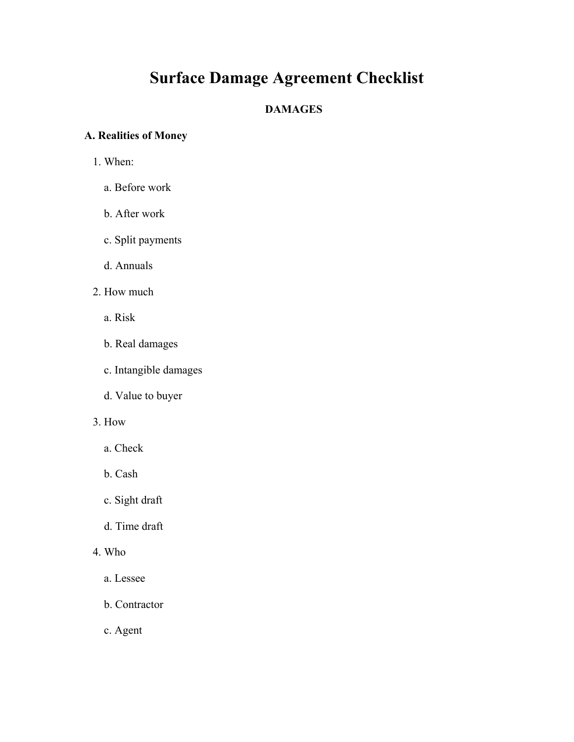# Surface Damage Agreement Checklist

## DAMAGES

### A. Realities of Money

1. When:
   a. Before work
   b. After work
   c. Split payments
   d. Annuals
2. How much
   a. Risk
   b. Real damages
   c. Intangible damages
   d. Value to buyer
3. How
   a. Check
   b. Cash
   c. Sight draft
   d. Time draft
4. Who
   a. Lessee
   b. Contractor
   c. Agent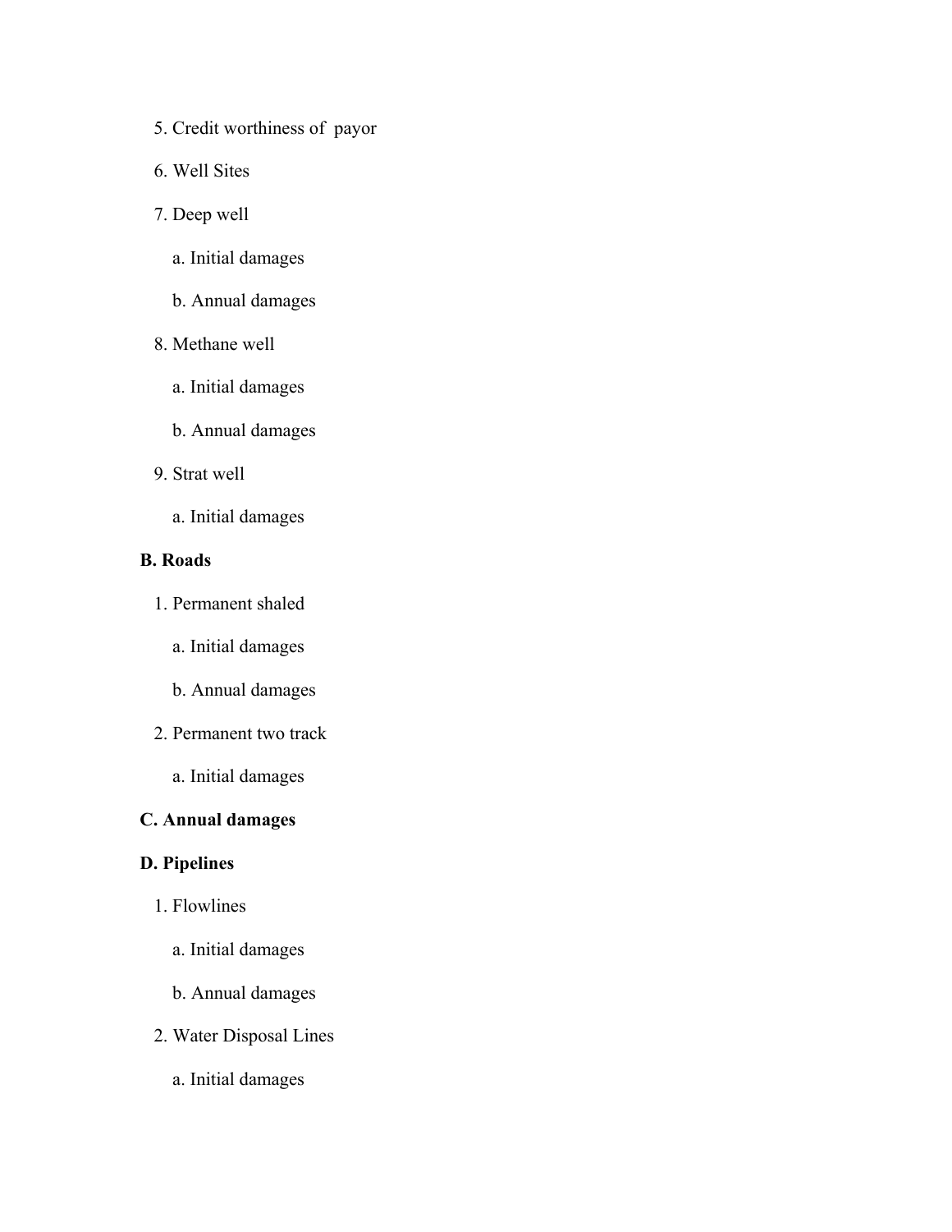5. Credit worthiness of  payor
6. Well Sites
7. Deep well
    a. Initial damages
    b. Annual damages
8. Methane well
    a. Initial damages
    b. Annual damages
9. Strat well
    a. Initial damages

**B. Roads**

1. Permanent shaled
    a. Initial damages
    b. Annual damages
2. Permanent two track
    a. Initial damages

**C. Annual damages**

**D. Pipelines**

1. Flowlines
    a. Initial damages
    b. Annual damages
2. Water Disposal Lines
    a. Initial damages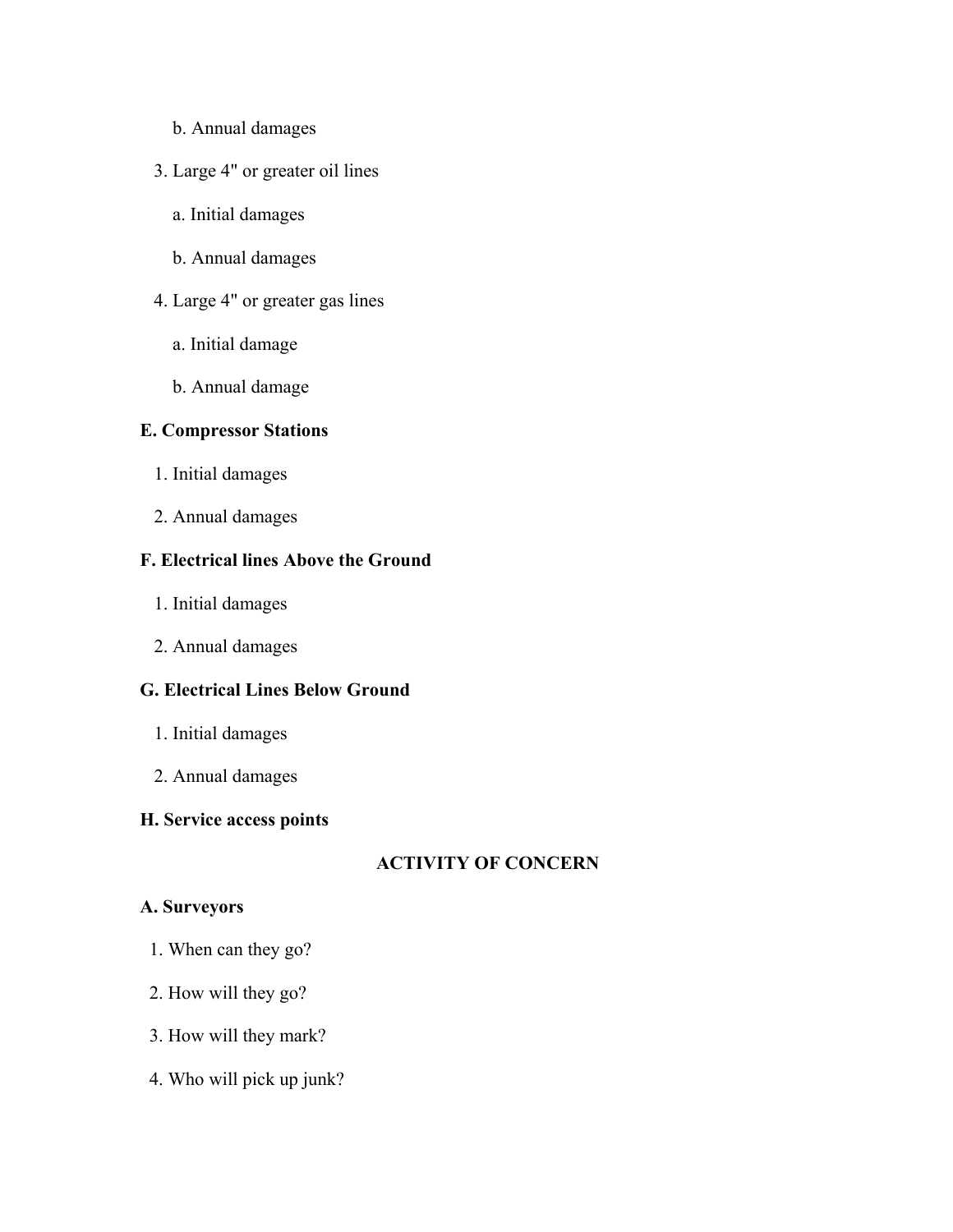b. Annual damages

3. Large 4" or greater oil lines

   a. Initial damages

   b. Annual damages

4. Large 4" or greater gas lines

   a. Initial damage

   b. Annual damage

**E. Compressor Stations**

1. Initial damages
2. Annual damages

**F. Electrical lines Above the Ground**

1. Initial damages
2. Annual damages

**G. Electrical Lines Below Ground**

1. Initial damages
2. Annual damages

**H. Service access points**

## ACTIVITY OF CONCERN

**A. Surveyors**

1. When can they go?
2. How will they go?
3. How will they mark?
4. Who will pick up junk?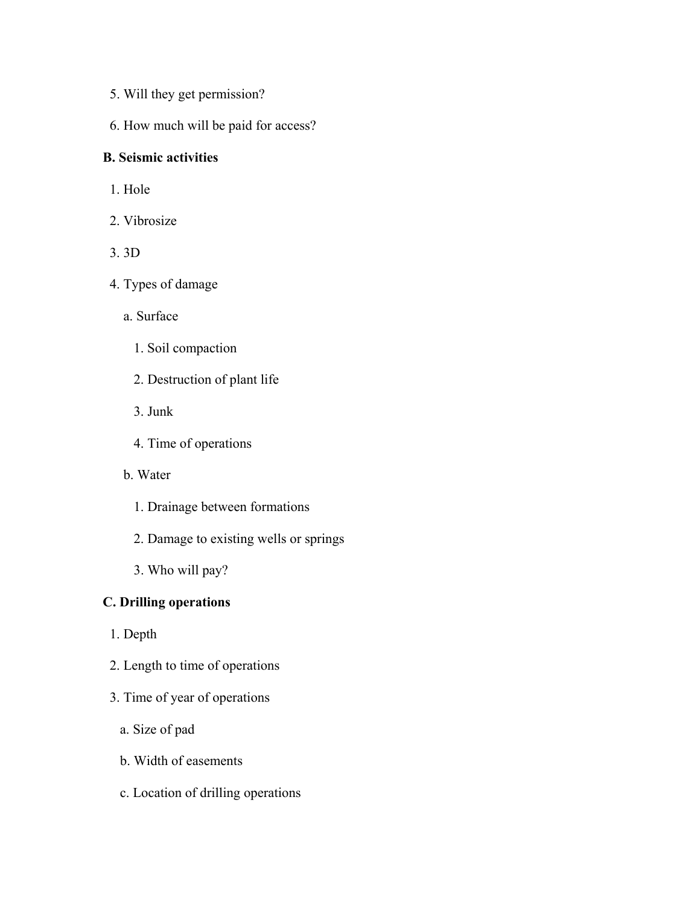5. Will they get permission?

6. How much will be paid for access?

**B. Seismic activities**

1. Hole

2. Vibrosize

3. 3D

4. Types of damage

    a. Surface

        1. Soil compaction

        2. Destruction of plant life

        3. Junk

        4. Time of operations

    b. Water

        1. Drainage between formations

        2. Damage to existing wells or springs

        3. Who will pay?

**C. Drilling operations**

1. Depth

2. Length to time of operations

3. Time of year of operations

    a. Size of pad

    b. Width of easements

    c. Location of drilling operations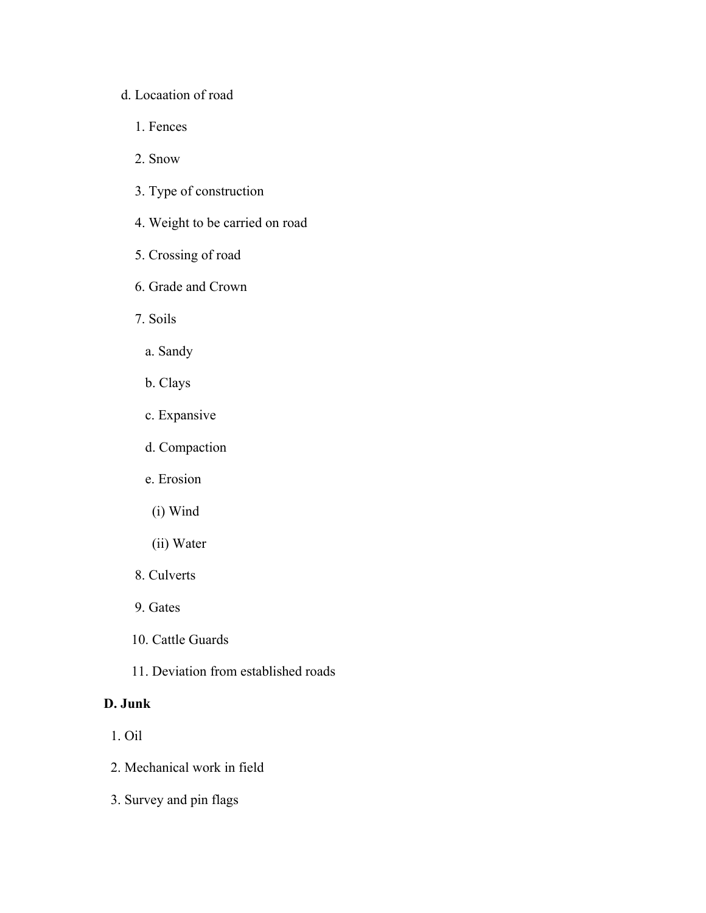d. Locaation of road

1. Fences
2. Snow
3. Type of construction
4. Weight to be carried on road
5. Crossing of road
6. Grade and Crown
7. Soils
    a. Sandy
    b. Clays
    c. Expansive
    d. Compaction
    e. Erosion
        (i) Wind
        (ii) Water
8. Culverts
9. Gates
10. Cattle Guards
11. Deviation from established roads

**D. Junk**

1. Oil
2. Mechanical work in field
3. Survey and pin flags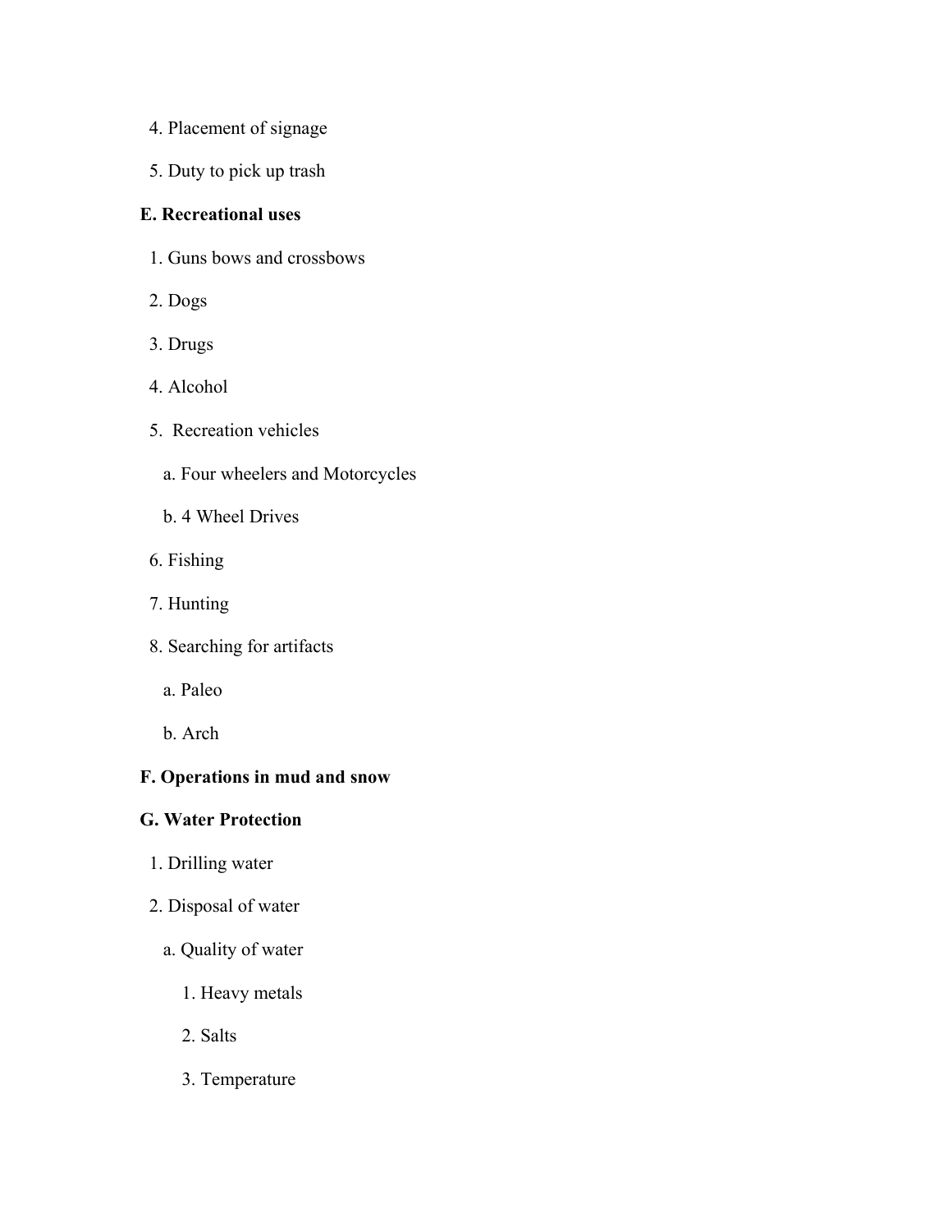4. Placement of signage
5. Duty to pick up trash

**E. Recreational uses**

1. Guns bows and crossbows
2. Dogs
3. Drugs
4. Alcohol
5. Recreation vehicles
   a. Four wheelers and Motorcycles
   b. 4 Wheel Drives
6. Fishing
7. Hunting
8. Searching for artifacts
   a. Paleo
   b. Arch

**F. Operations in mud and snow**

**G. Water Protection**

1. Drilling water
2. Disposal of water
   a. Quality of water
      1. Heavy metals
      2. Salts
      3. Temperature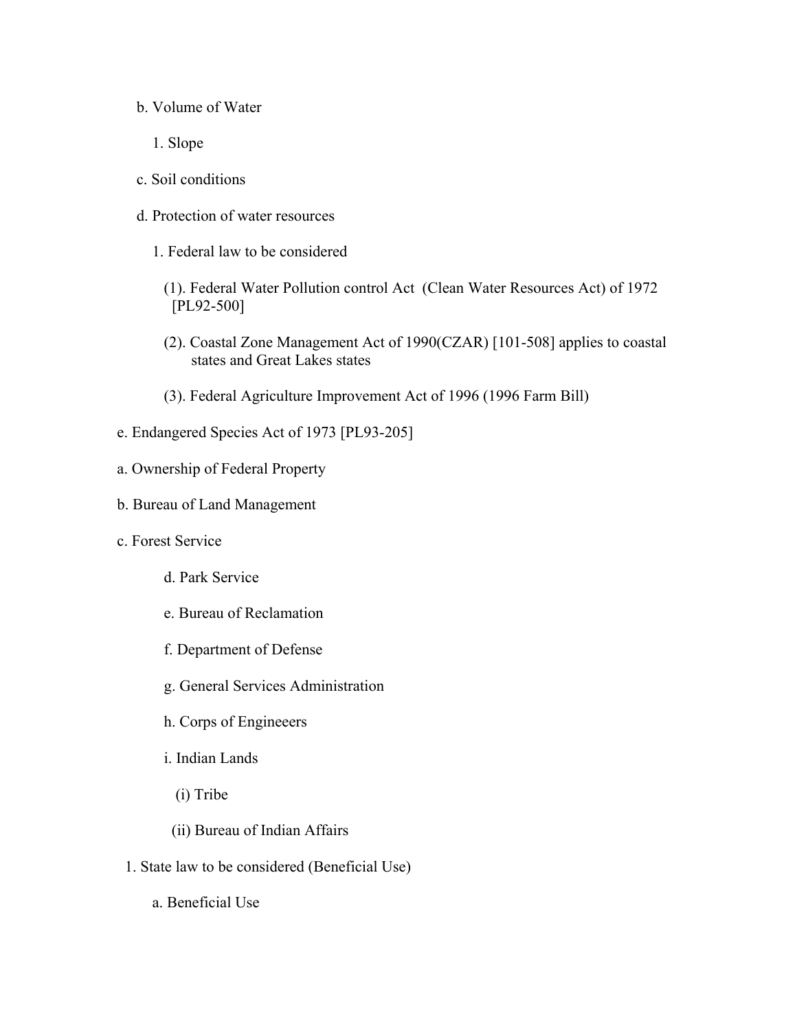b. Volume of Water

1. Slope

c. Soil conditions

d. Protection of water resources

1. Federal law to be considered

(1). Federal Water Pollution control Act (Clean Water Resources Act) of 1972 [PL92-500]

(2). Coastal Zone Management Act of 1990(CZAR) [101-508] applies to coastal states and Great Lakes states

(3). Federal Agriculture Improvement Act of 1996 (1996 Farm Bill)

e. Endangered Species Act of 1973 [PL93-205]

a. Ownership of Federal Property

b. Bureau of Land Management

c. Forest Service

d. Park Service

e. Bureau of Reclamation

f. Department of Defense

g. General Services Administration

h. Corps of Engineeers

i. Indian Lands

(i) Tribe

(ii) Bureau of Indian Affairs

1. State law to be considered (Beneficial Use)

a. Beneficial Use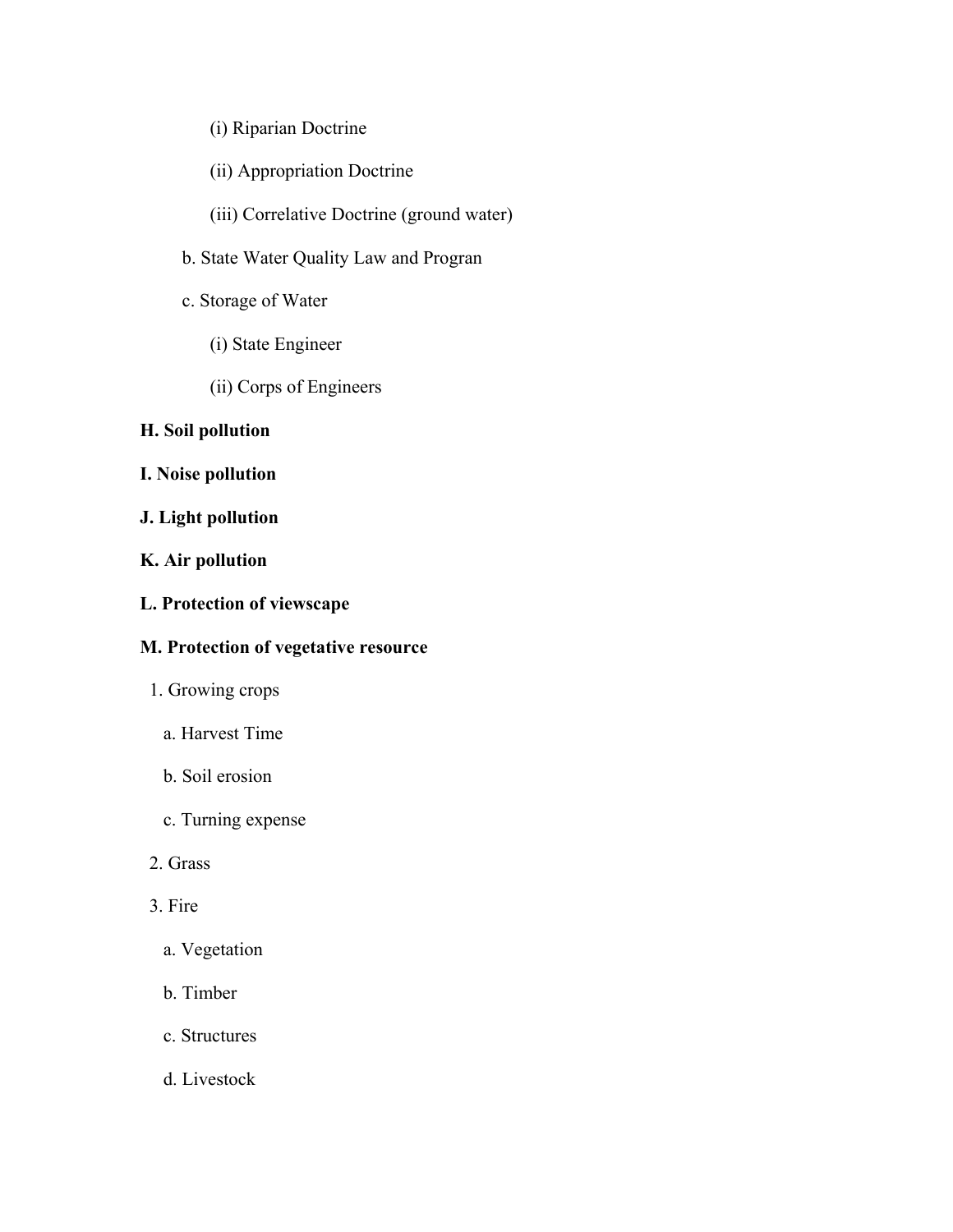(i) Riparian Doctrine

(ii) Appropriation Doctrine

(iii) Correlative Doctrine (ground water)

b. State Water Quality Law and Progran

c. Storage of Water

(i) State Engineer

(ii) Corps of Engineers

**H. Soil pollution**

**I. Noise pollution**

**J. Light pollution**

**K. Air pollution**

**L. Protection of viewscape**

**M. Protection of vegetative resource**

1. Growing crops

   a. Harvest Time

   b. Soil erosion

   c. Turning expense

2. Grass

3. Fire

   a. Vegetation

   b. Timber

   c. Structures

   d. Livestock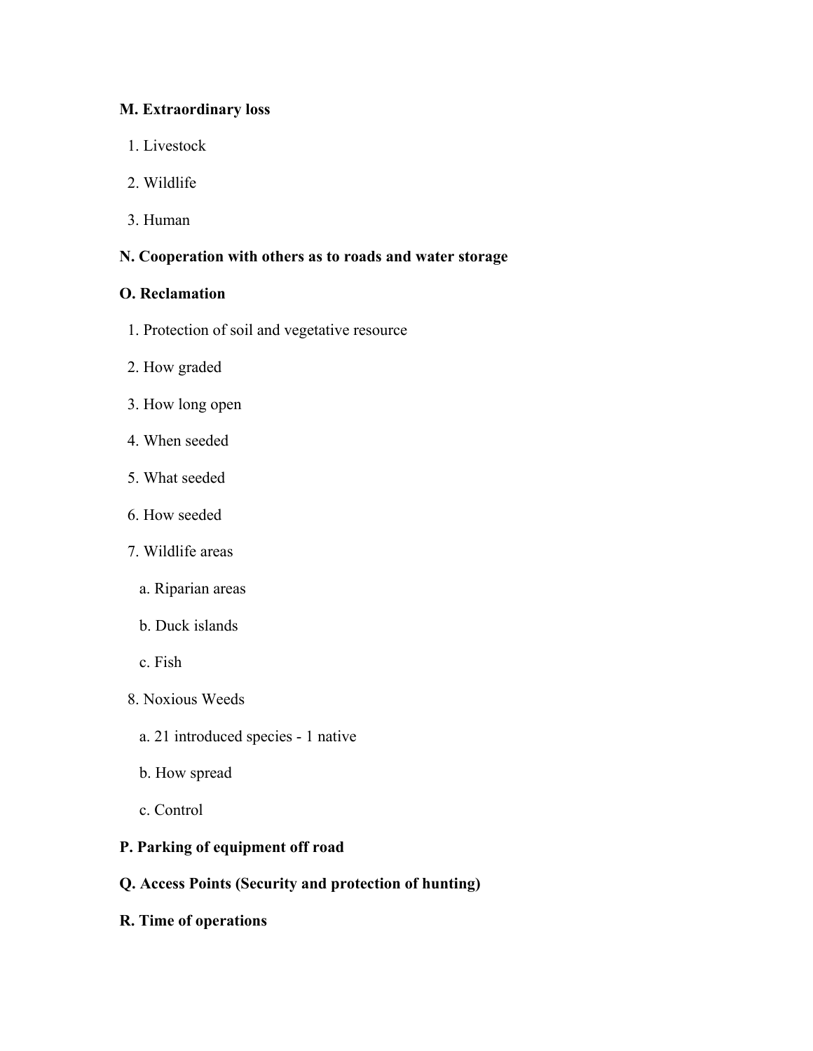**M. Extraordinary loss**

1. Livestock
2. Wildlife
3. Human

**N. Cooperation with others as to roads and water storage**

**O. Reclamation**

1. Protection of soil and vegetative resource
2. How graded
3. How long open
4. When seeded
5. What seeded
6. How seeded
7. Wildlife areas
    a. Riparian areas
    b. Duck islands
    c. Fish
8. Noxious Weeds
    a. 21 introduced species - 1 native
    b. How spread
    c. Control

**P. Parking of equipment off road**

**Q. Access Points (Security and protection of hunting)**

**R. Time of operations**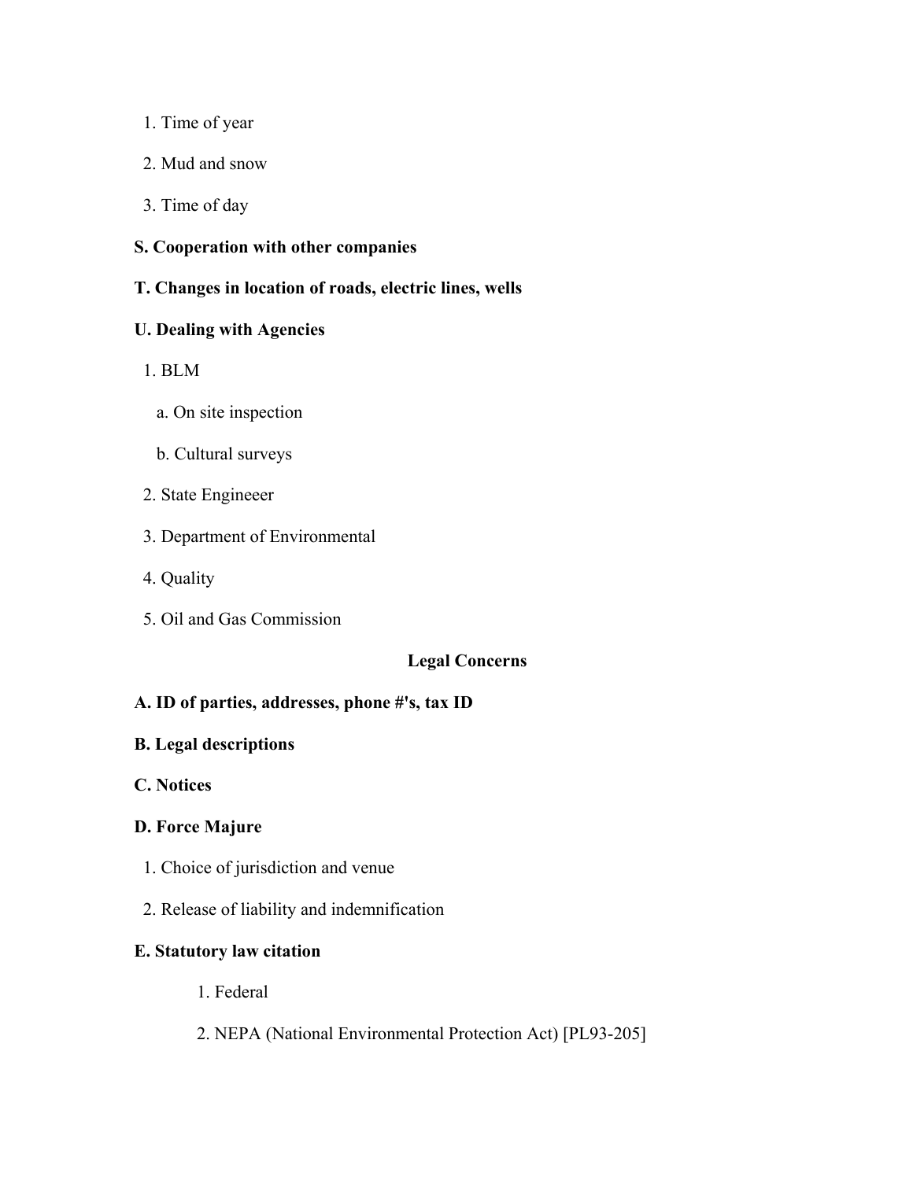1. Time of year
2. Mud and snow
3. Time of day

**S. Cooperation with other companies**

**T. Changes in location of roads, electric lines, wells**

**U. Dealing with Agencies**

1. BLM
    a. On site inspection
    b. Cultural surveys
2. State Engineeer
3. Department of Environmental
4. Quality
5. Oil and Gas Commission

## Legal Concerns

**A. ID of parties, addresses, phone #'s, tax ID**

**B. Legal descriptions**

**C. Notices**

**D. Force Majure**

1. Choice of jurisdiction and venue
2. Release of liability and indemnification

**E. Statutory law citation**

1. Federal
2. NEPA (National Environmental Protection Act) [PL93-205]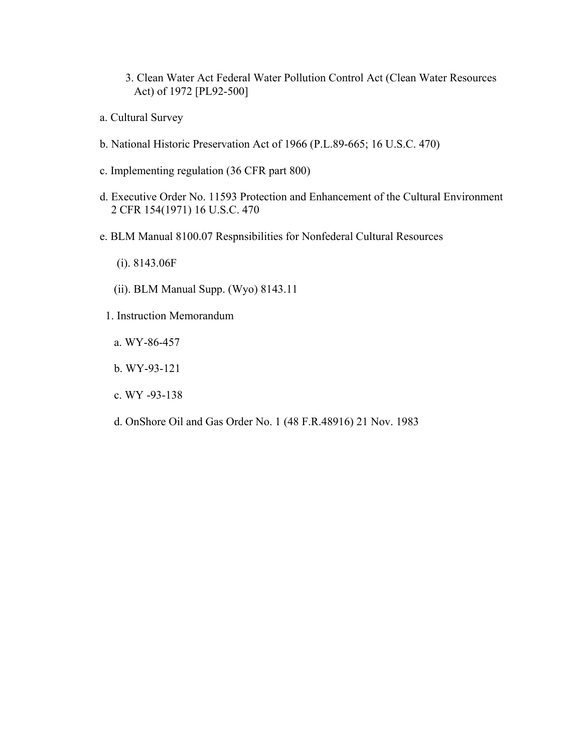3. Clean Water Act Federal Water Pollution Control Act (Clean Water Resources Act) of 1972 [PL92-500]

a. Cultural Survey

b. National Historic Preservation Act of 1966 (P.L.89-665; 16 U.S.C. 470)

c. Implementing regulation (36 CFR part 800)

d. Executive Order No. 11593 Protection and Enhancement of the Cultural Environment 2 CFR 154(1971) 16 U.S.C. 470

e. BLM Manual 8100.07 Respnsibilities for Nonfederal Cultural Resources

(i). 8143.06F

(ii). BLM Manual Supp. (Wyo) 8143.11

1. Instruction Memorandum

a. WY-86-457

b. WY-93-121

c. WY -93-138

d. OnShore Oil and Gas Order No. 1 (48 F.R.48916) 21 Nov. 1983